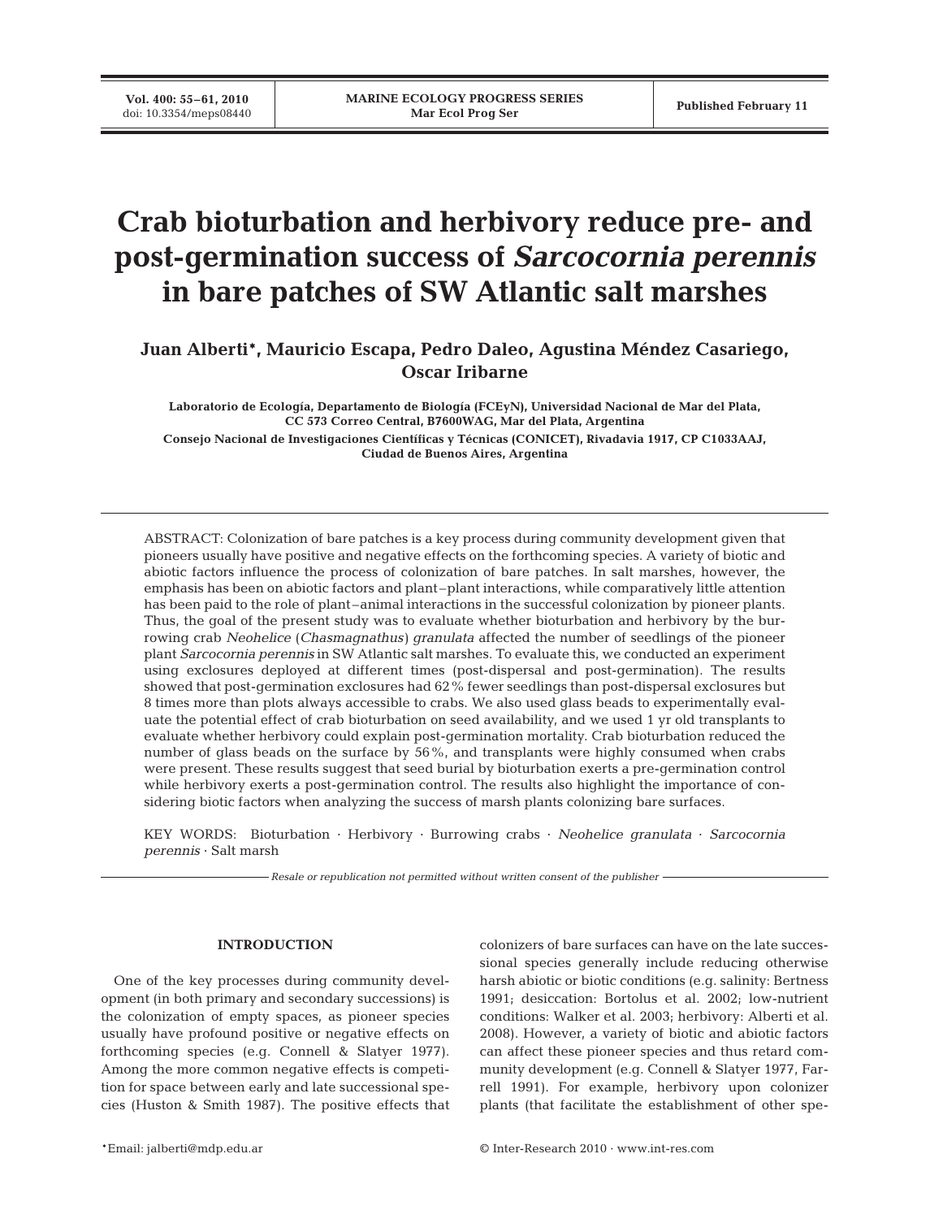# Crab bioturbation and herbivory reduce pre- and post-germination success of *Sarcocornia perennis* in bare patches of SW Atlantic salt marshes

**Juan Alberti\*, Mauricio Escapa, Pedro Daleo, Agustina Méndez Casariego, Oscar Iribarne**

Laboratorio de Ecología, Departamento de Biología (FCEyN), Universidad Nacional de Mar del Plata, CC 573 Correo Central, B7600WAG, Mar del Plata, Argentina

Consejo Nacional de Investigaciones Científicas y Técnicas (CONICET), Rivadavia 1917, CP C1033AAJ, Ciudad de Buenos Aires, Argentina

ABSTRACT: Colonization of bare patches is a key process during community development given that pioneers usually have positive and negative effects on the forthcoming species. A variety of biotic and abiotic factors influence the process of colonization of bare patches. In salt marshes, however, the emphasis has been on abiotic factors and plant–plant interactions, while comparatively little attention has been paid to the role of plant–animal interactions in the successful colonization by pioneer plants. Thus, the goal of the present study was to evaluate whether bioturbation and herbivory by the burrowing crab *Neohelice* (*Chasmagnathus*) *granulata* affected the number of seedlings of the pioneer plant *Sarcocornia perennis* in SW Atlantic salt marshes. To evaluate this, we conducted an experiment using exclosures deployed at different times (post-dispersal and post-germination). The results showed that post-germination exclosures had 62% fewer seedlings than post-dispersal exclosures but 8 times more than plots always accessible to crabs. We also used glass beads to experimentally evaluate the potential effect of crab bioturbation on seed availability, and we used 1 yr old transplants to evaluate whether herbivory could explain post-germination mortality. Crab bioturbation reduced the number of glass beads on the surface by 56%, and transplants were highly consumed when crabs were present. These results suggest that seed burial by bioturbation exerts a pre-germination control while herbivory exerts a post-germination control. The results also highlight the importance of considering biotic factors when analyzing the success of marsh plants colonizing bare surfaces.

KEY WORDS: Bioturbation · Herbivory · Burrowing crabs · *Neohelice granulata* · *Sarcocornia perennis* · Salt marsh

*Resale or republication not permitted without written consent of the publisher*

## INTRODUCTION

One of the key processes during community development (in both primary and secondary successions) is the colonization of empty spaces, as pioneer species usually have profound positive or negative effects on forthcoming species (e.g. Connell & Slatyer 1977). Among the more common negative effects is competition for space between early and late successional species (Huston & Smith 1987). The positive effects that colonizers of bare surfaces can have on the late successional species generally include reducing otherwise harsh abiotic or biotic conditions (e.g. salinity: Bertness 1991; desiccation: Bortolus et al. 2002; low-nutrient conditions: Walker et al. 2003; herbivory: Alberti et al. 2008). However, a variety of biotic and abiotic factors can affect these pioneer species and thus retard community development (e.g. Connell & Slatyer 1977, Farrell 1991). For example, herbivory upon colonizer plants (that facilitate the establishment of other spe-

\*Email: jalberti@mdp.edu.ar

© Inter-Research 2010 · www.int-res.com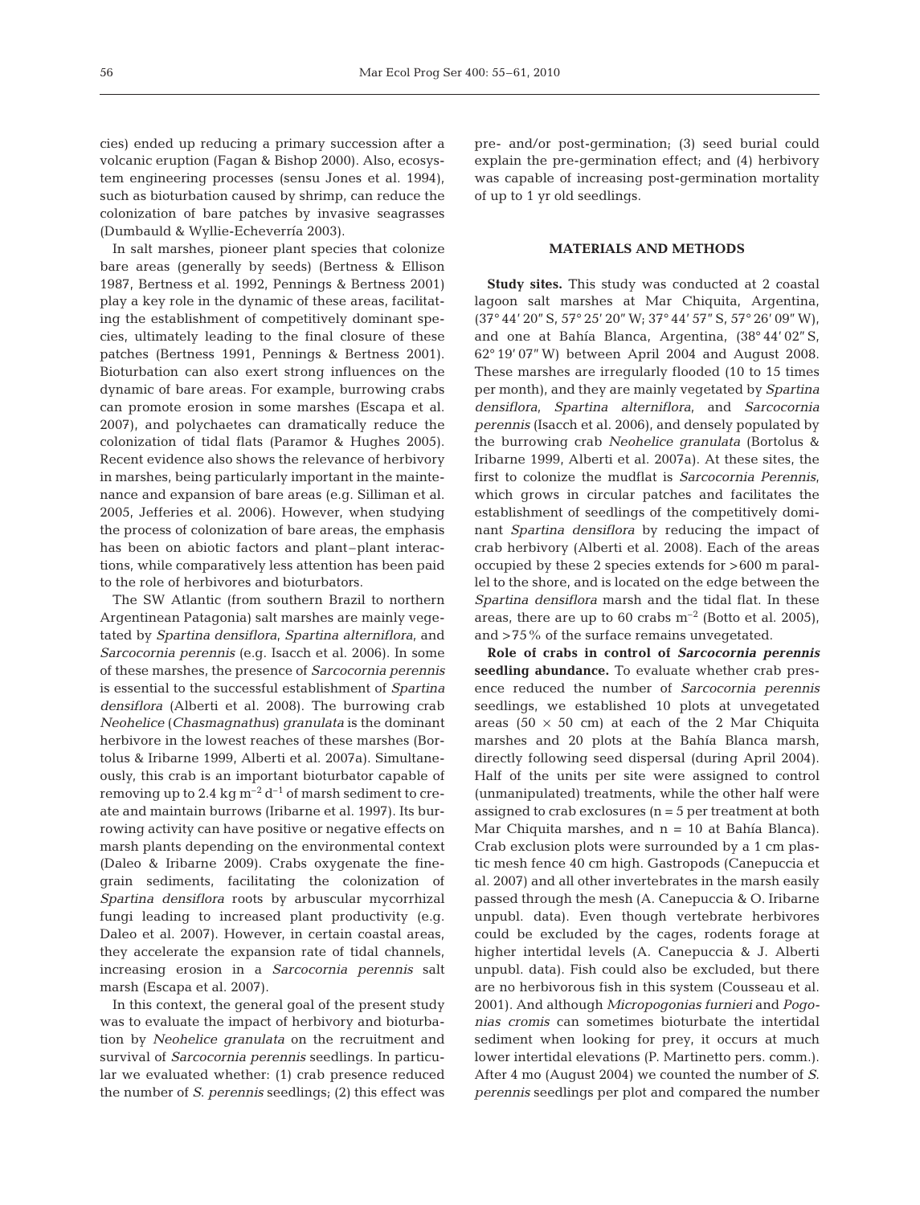cies) ended up reducing a primary succession after a volcanic eruption (Fagan & Bishop 2000). Also, ecosystem engineering processes (sensu Jones et al. 1994), such as bioturbation caused by shrimp, can reduce the colonization of bare patches by invasive seagrasses (Dumbauld & Wyllie-Echeverría 2003).

In salt marshes, pioneer plant species that colonize bare areas (generally by seeds) (Bertness & Ellison 1987, Bertness et al. 1992, Pennings & Bertness 2001) play a key role in the dynamic of these areas, facilitating the establishment of competitively dominant species, ultimately leading to the final closure of these patches (Bertness 1991, Pennings & Bertness 2001). Bioturbation can also exert strong influences on the dynamic of bare areas. For example, burrowing crabs can promote erosion in some marshes (Escapa et al. 2007), and polychaetes can dramatically reduce the colonization of tidal flats (Paramor & Hughes 2005). Recent evidence also shows the relevance of herbivory in marshes, being particularly important in the maintenance and expansion of bare areas (e.g. Silliman et al. 2005, Jefferies et al. 2006). However, when studying the process of colonization of bare areas, the emphasis has been on abiotic factors and plant–plant interactions, while comparatively less attention has been paid to the role of herbivores and bioturbators.

The SW Atlantic (from southern Brazil to northern Argentinean Patagonia) salt marshes are mainly vegetated by *Spartina densiflora*, *Spartina alterniflora*, and *Sarcocornia perennis* (e.g. Isacch et al. 2006). In some of these marshes, the presence of *Sarcocornia perennis* is essential to the successful establishment of *Spartina densiflora* (Alberti et al. 2008). The burrowing crab *Neohelice* (*Chasmagnathus*) *granulata* is the dominant herbivore in the lowest reaches of these marshes (Bortolus & Iribarne 1999, Alberti et al. 2007a). Simultaneously, this crab is an important bioturbator capable of removing up to 2.4 kg $m^{-2}$ $d^{-1}$ of marsh sediment to create and maintain burrows (Iribarne et al. 1997). Its burrowing activity can have positive or negative effects on marsh plants depending on the environmental context (Daleo & Iribarne 2009). Crabs oxygenate the fine-grain sediments, facilitating the colonization of *Spartina densiflora* roots by arbuscular mycorrhizal fungi leading to increased plant productivity (e.g. Daleo et al. 2007). However, in certain coastal areas, they accelerate the expansion rate of tidal channels, increasing erosion in a *Sarcocornia perennis* salt marsh (Escapa et al. 2007).

In this context, the general goal of the present study was to evaluate the impact of herbivory and bioturbation by *Neohelice granulata* on the recruitment and survival of *Sarcocornia perennis* seedlings. In particular we evaluated whether: (1) crab presence reduced the number of *S. perennis* seedlings; (2) this effect was pre- and/or post-germination; (3) seed burial could explain the pre-germination effect; and (4) herbivory was capable of increasing post-germination mortality of up to 1 yr old seedlings.

## MATERIALS AND METHODS

**Study sites.** This study was conducted at 2 coastal lagoon salt marshes at Mar Chiquita, Argentina, (37° 44′ 20″ S, 57° 25′ 20″ W; 37° 44′ 57″ S, 57° 26′ 09″ W), and one at Bahía Blanca, Argentina, (38° 44′ 02″ S, 62° 19′ 07″ W) between April 2004 and August 2008. These marshes are irregularly flooded (10 to 15 times per month), and they are mainly vegetated by *Spartina densiflora*, *Spartina alterniflora*, and *Sarcocornia perennis* (Isacch et al. 2006), and densely populated by the burrowing crab *Neohelice granulata* (Bortolus & Iribarne 1999, Alberti et al. 2007a). At these sites, the first to colonize the mudflat is *Sarcocornia Perennis*, which grows in circular patches and facilitates the establishment of seedlings of the competitively dominant *Spartina densiflora* by reducing the impact of crab herbivory (Alberti et al. 2008). Each of the areas occupied by these 2 species extends for >600 m parallel to the shore, and is located on the edge between the *Spartina densiflora* marsh and the tidal flat. In these areas, there are up to 60 crabs $m^{-2}$ (Botto et al. 2005), and >75% of the surface remains unvegetated.

**Role of crabs in control of *Sarcocornia perennis* seedling abundance.** To evaluate whether crab presence reduced the number of *Sarcocornia perennis* seedlings, we established 10 plots at unvegetated areas (50 × 50 cm) at each of the 2 Mar Chiquita marshes and 20 plots at the Bahía Blanca marsh, directly following seed dispersal (during April 2004). Half of the units per site were assigned to control (unmanipulated) treatments, while the other half were assigned to crab exclosures (n = 5 per treatment at both Mar Chiquita marshes, and n = 10 at Bahía Blanca). Crab exclusion plots were surrounded by a 1 cm plastic mesh fence 40 cm high. Gastropods (Canepuccia et al. 2007) and all other invertebrates in the marsh easily passed through the mesh (A. Canepuccia & O. Iribarne unpubl. data). Even though vertebrate herbivores could be excluded by the cages, rodents forage at higher intertidal levels (A. Canepuccia & J. Alberti unpubl. data). Fish could also be excluded, but there are no herbivorous fish in this system (Cousseau et al. 2001). And although *Micropogonias furnieri* and *Pogonias cromis* can sometimes bioturbate the intertidal sediment when looking for prey, it occurs at much lower intertidal elevations (P. Martinetto pers. comm.). After 4 mo (August 2004) we counted the number of *S. perennis* seedlings per plot and compared the number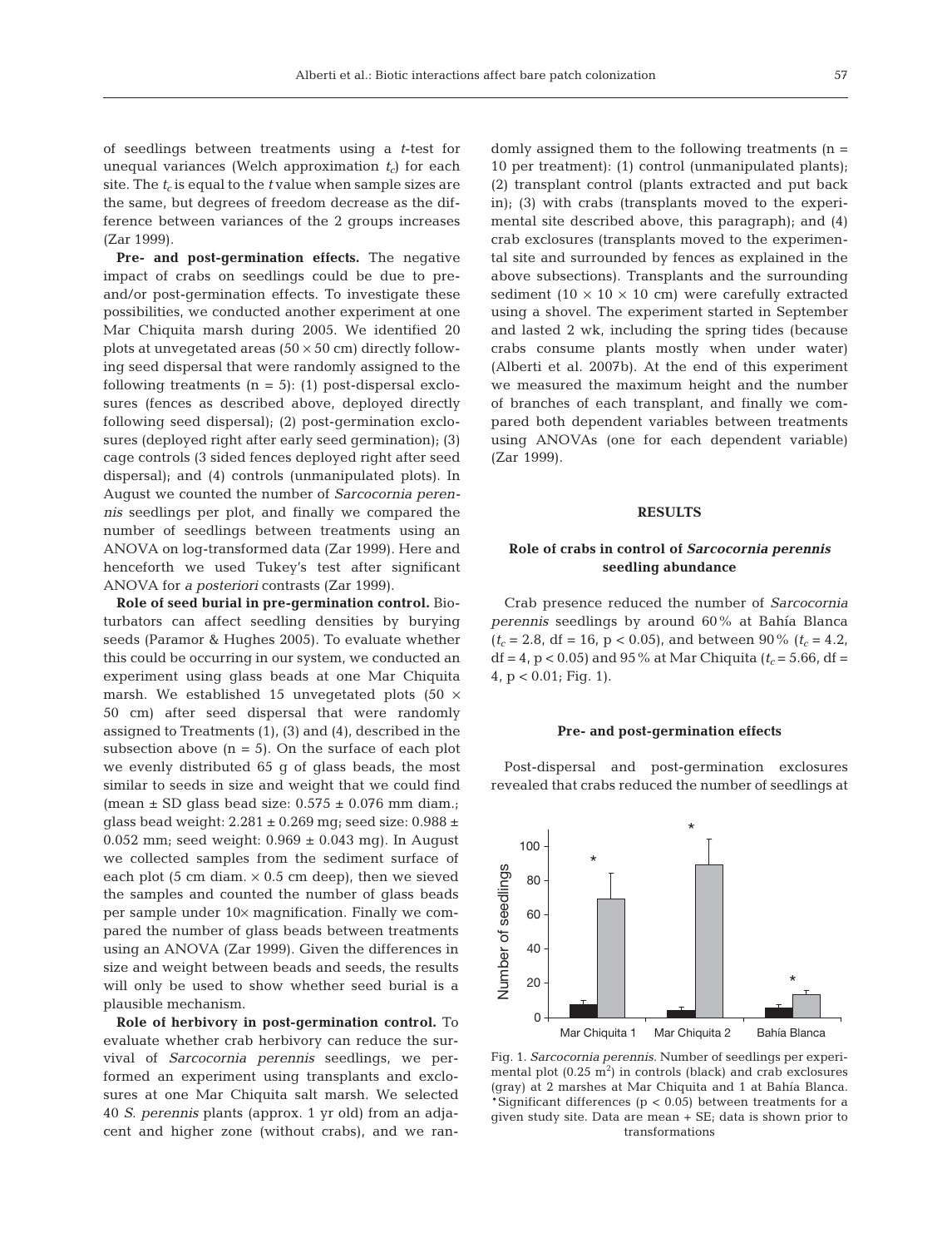of seedlings between treatments using a *t*-test for unequal variances (Welch approximation $t_c$) for each site. The $t_c$ is equal to the *t* value when sample sizes are the same, but degrees of freedom decrease as the difference between variances of the 2 groups increases (Zar 1999).

**Pre- and post-germination effects.** The negative impact of crabs on seedlings could be due to pre- and/or post-germination effects. To investigate these possibilities, we conducted another experiment at one Mar Chiquita marsh during 2005. We identified 20 plots at unvegetated areas (50 × 50 cm) directly following seed dispersal that were randomly assigned to the following treatments (n = 5): (1) post-dispersal exclosures (fences as described above, deployed directly following seed dispersal); (2) post-germination exclosures (deployed right after early seed germination); (3) cage controls (3 sided fences deployed right after seed dispersal); and (4) controls (unmanipulated plots). In August we counted the number of *Sarcocornia perennis* seedlings per plot, and finally we compared the number of seedlings between treatments using an ANOVA on log-transformed data (Zar 1999). Here and henceforth we used Tukey's test after significant ANOVA for *a posteriori* contrasts (Zar 1999).

**Role of seed burial in pre-germination control.** Bioturbators can affect seedling densities by burying seeds (Paramor & Hughes 2005). To evaluate whether this could be occurring in our system, we conducted an experiment using glass beads at one Mar Chiquita marsh. We established 15 unvegetated plots (50 × 50 cm) after seed dispersal that were randomly assigned to Treatments (1), (3) and (4), described in the subsection above (n = 5). On the surface of each plot we evenly distributed 65 g of glass beads, the most similar to seeds in size and weight that we could find (mean ± SD glass bead size: 0.575 ± 0.076 mm diam.; glass bead weight: 2.281 ± 0.269 mg; seed size: 0.988 ± 0.052 mm; seed weight: 0.969 ± 0.043 mg). In August we collected samples from the sediment surface of each plot (5 cm diam. × 0.5 cm deep), then we sieved the samples and counted the number of glass beads per sample under 10× magnification. Finally we compared the number of glass beads between treatments using an ANOVA (Zar 1999). Given the differences in size and weight between beads and seeds, the results will only be used to show whether seed burial is a plausible mechanism.

**Role of herbivory in post-germination control.** To evaluate whether crab herbivory can reduce the survival of *Sarcocornia perennis* seedlings, we performed an experiment using transplants and exclosures at one Mar Chiquita salt marsh. We selected 40 *S. perennis* plants (approx. 1 yr old) from an adjacent and higher zone (without crabs), and we randomly assigned them to the following treatments (n = 10 per treatment): (1) control (unmanipulated plants); (2) transplant control (plants extracted and put back in); (3) with crabs (transplants moved to the experimental site described above, this paragraph); and (4) crab exclosures (transplants moved to the experimental site and surrounded by fences as explained in the above subsections). Transplants and the surrounding sediment (10 × 10 × 10 cm) were carefully extracted using a shovel. The experiment started in September and lasted 2 wk, including the spring tides (because crabs consume plants mostly when under water) (Alberti et al. 2007b). At the end of this experiment we measured the maximum height and the number of branches of each transplant, and finally we compared both dependent variables between treatments using ANOVAs (one for each dependent variable) (Zar 1999).

## RESULTS

### Role of crabs in control of *Sarcocornia perennis* seedling abundance

Crab presence reduced the number of *Sarcocornia perennis* seedlings by around 60% at Bahía Blanca ($t_c$ = 2.8, df = 16, $p < 0.05$), and between 90% ($t_c$ = 4.2, df = 4, $p < 0.05$) and 95% at Mar Chiquita ($t_c$ = 5.66, df = 4, $p < 0.01$; Fig. 1).

### Pre- and post-germination effects

Post-dispersal and post-germination exclosures revealed that crabs reduced the number of seedlings at

Fig. 1. *Sarcocornia perennis.* Number of seedlings per experimental plot (0.25 $m^2$) in controls (black) and crab exclosures (gray) at 2 marshes at Mar Chiquita and 1 at Bahía Blanca. *Significant differences ($p < 0.05$) between treatments for a given study site. Data are mean + SE; data is shown prior to transformations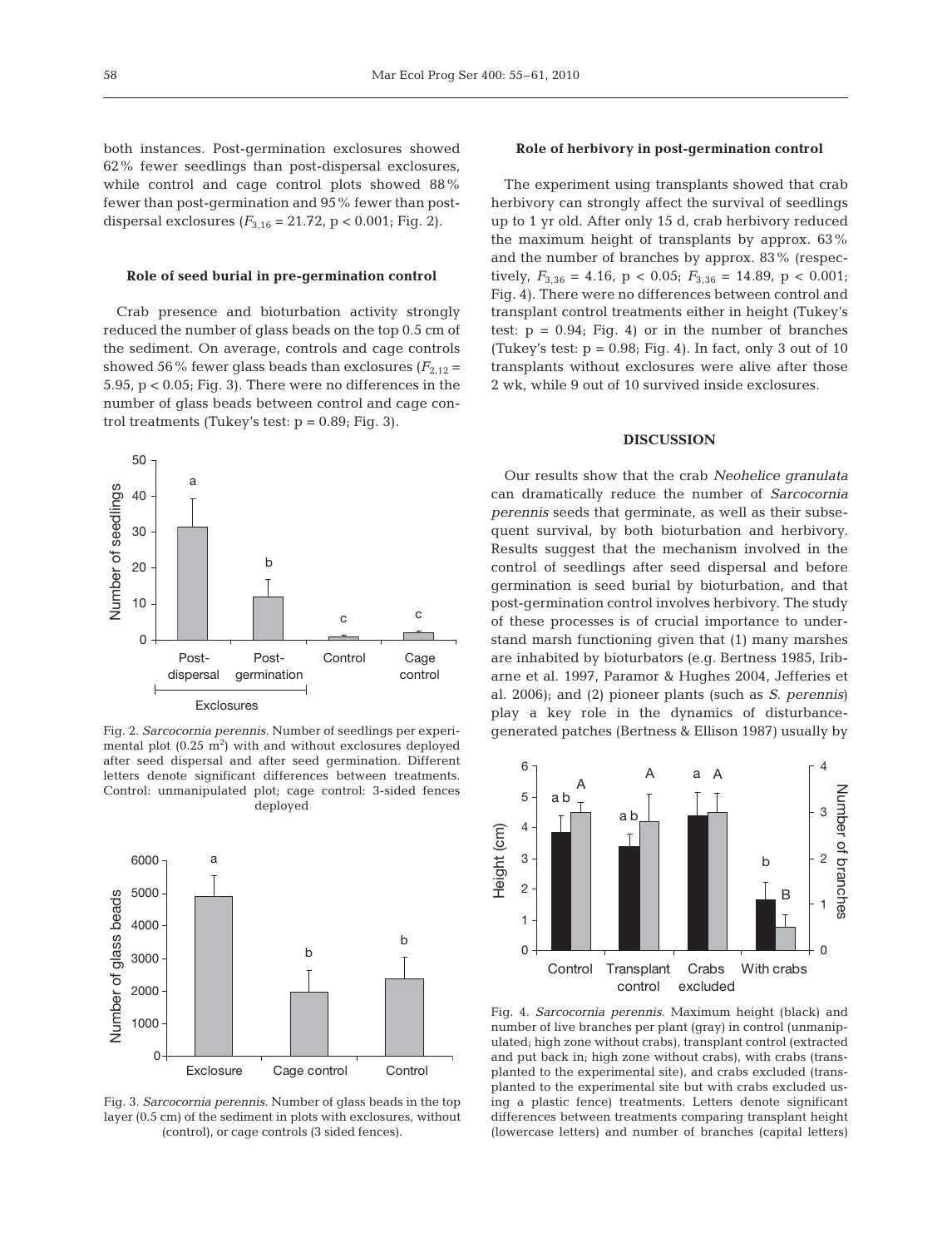both instances. Post-germination exclosures showed 62% fewer seedlings than post-dispersal exclosures, while control and cage control plots showed 88% fewer than post-germination and 95% fewer than post-dispersal exclosures ($F_{3,16}$ = 21.72, $p < 0.001$; Fig. 2).

### Role of seed burial in pre-germination control

Crab presence and bioturbation activity strongly reduced the number of glass beads on the top 0.5 cm of the sediment. On average, controls and cage controls showed 56% fewer glass beads than exclosures ($F_{2,12}$ = 5.95, $p < 0.05$; Fig. 3). There were no differences in the number of glass beads between control and cage control treatments (Tukey's test: p = 0.89; Fig. 3).

Fig. 2. *Sarcocornia perennis*. Number of seedlings per experimental plot (0.25 $m^2$) with and without exclosures deployed after seed dispersal and after seed germination. Different letters denote significant differences between treatments. Control: unmanipulated plot; cage control: 3-sided fences deployed

Fig. 3. *Sarcocornia perennis*. Number of glass beads in the top layer (0.5 cm) of the sediment in plots with exclosures, without (control), or cage controls (3 sided fences).

### Role of herbivory in post-germination control

The experiment using transplants showed that crab herbivory can strongly affect the survival of seedlings up to 1 yr old. After only 15 d, crab herbivory reduced the maximum height of transplants by approx. 63% and the number of branches by approx. 83% (respectively, $F_{3,36}$ = 4.16, $p < 0.05$; $F_{3,36}$ = 14.89, $p < 0.001$; Fig. 4). There were no differences between control and transplant control treatments either in height (Tukey's test: p = 0.94; Fig. 4) or in the number of branches (Tukey's test: p = 0.98; Fig. 4). In fact, only 3 out of 10 transplants without exclosures were alive after those 2 wk, while 9 out of 10 survived inside exclosures.

## DISCUSSION

Our results show that the crab *Neohelice granulata* can dramatically reduce the number of *Sarcocornia perennis* seeds that germinate, as well as their subsequent survival, by both bioturbation and herbivory. Results suggest that the mechanism involved in the control of seedlings after seed dispersal and before germination is seed burial by bioturbation, and that post-germination control involves herbivory. The study of these processes is of crucial importance to understand marsh functioning given that (1) many marshes are inhabited by bioturbators (e.g. Bertness 1985, Iribarne et al. 1997, Paramor & Hughes 2004, Jefferies et al. 2006); and (2) pioneer plants (such as *S. perennis*) play a key role in the dynamics of disturbance-generated patches (Bertness & Ellison 1987) usually by

Fig. 4. *Sarcocornia perennis*. Maximum height (black) and number of live branches per plant (gray) in control (unmanipulated; high zone without crabs), transplant control (extracted and put back in; high zone without crabs), with crabs (transplanted to the experimental site), and crabs excluded (transplanted to the experimental site but with crabs excluded using a plastic fence) treatments. Letters denote significant differences between treatments comparing transplant height (lowercase letters) and number of branches (capital letters)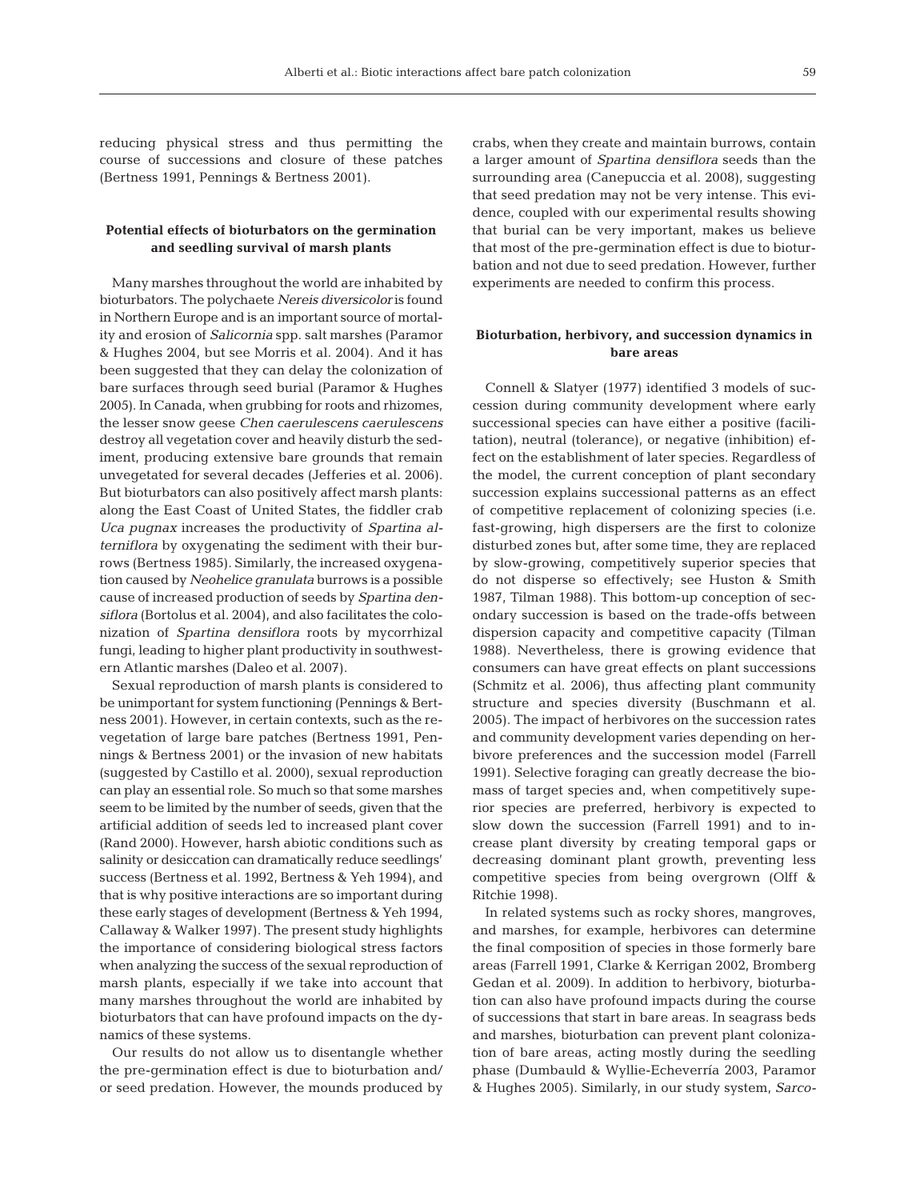reducing physical stress and thus permitting the course of successions and closure of these patches (Bertness 1991, Pennings & Bertness 2001).

### Potential effects of bioturbators on the germination and seedling survival of marsh plants

Many marshes throughout the world are inhabited by bioturbators. The polychaete *Nereis diversicolor* is found in Northern Europe and is an important source of mortality and erosion of *Salicornia* spp. salt marshes (Paramor & Hughes 2004, but see Morris et al. 2004). And it has been suggested that they can delay the colonization of bare surfaces through seed burial (Paramor & Hughes 2005). In Canada, when grubbing for roots and rhizomes, the lesser snow geese *Chen caerulescens caerulescens* destroy all vegetation cover and heavily disturb the sediment, producing extensive bare grounds that remain unvegetated for several decades (Jefferies et al. 2006). But bioturbators can also positively affect marsh plants: along the East Coast of United States, the fiddler crab *Uca pugnax* increases the productivity of *Spartina alterniflora* by oxygenating the sediment with their burrows (Bertness 1985). Similarly, the increased oxygenation caused by *Neohelice granulata* burrows is a possible cause of increased production of seeds by *Spartina densiflora* (Bortolus et al. 2004), and also facilitates the colonization of *Spartina densiflora* roots by mycorrhizal fungi, leading to higher plant productivity in southwestern Atlantic marshes (Daleo et al. 2007).

Sexual reproduction of marsh plants is considered to be unimportant for system functioning (Pennings & Bertness 2001). However, in certain contexts, such as the revegetation of large bare patches (Bertness 1991, Pennings & Bertness 2001) or the invasion of new habitats (suggested by Castillo et al. 2000), sexual reproduction can play an essential role. So much so that some marshes seem to be limited by the number of seeds, given that the artificial addition of seeds led to increased plant cover (Rand 2000). However, harsh abiotic conditions such as salinity or desiccation can dramatically reduce seedlings' success (Bertness et al. 1992, Bertness & Yeh 1994), and that is why positive interactions are so important during these early stages of development (Bertness & Yeh 1994, Callaway & Walker 1997). The present study highlights the importance of considering biological stress factors when analyzing the success of the sexual reproduction of marsh plants, especially if we take into account that many marshes throughout the world are inhabited by bioturbators that can have profound impacts on the dynamics of these systems.

Our results do not allow us to disentangle whether the pre-germination effect is due to bioturbation and/or seed predation. However, the mounds produced by crabs, when they create and maintain burrows, contain a larger amount of *Spartina densiflora* seeds than the surrounding area (Canepuccia et al. 2008), suggesting that seed predation may not be very intense. This evidence, coupled with our experimental results showing that burial can be very important, makes us believe that most of the pre-germination effect is due to bioturbation and not due to seed predation. However, further experiments are needed to confirm this process.

### Bioturbation, herbivory, and succession dynamics in bare areas

Connell & Slatyer (1977) identified 3 models of succession during community development where early successional species can have either a positive (facilitation), neutral (tolerance), or negative (inhibition) effect on the establishment of later species. Regardless of the model, the current conception of plant secondary succession explains successional patterns as an effect of competitive replacement of colonizing species (i.e. fast-growing, high dispersers are the first to colonize disturbed zones but, after some time, they are replaced by slow-growing, competitively superior species that do not disperse so effectively; see Huston & Smith 1987, Tilman 1988). This bottom-up conception of secondary succession is based on the trade-offs between dispersion capacity and competitive capacity (Tilman 1988). Nevertheless, there is growing evidence that consumers can have great effects on plant successions (Schmitz et al. 2006), thus affecting plant community structure and species diversity (Buschmann et al. 2005). The impact of herbivores on the succession rates and community development varies depending on herbivore preferences and the succession model (Farrell 1991). Selective foraging can greatly decrease the biomass of target species and, when competitively superior species are preferred, herbivory is expected to slow down the succession (Farrell 1991) and to increase plant diversity by creating temporal gaps or decreasing dominant plant growth, preventing less competitive species from being overgrown (Olff & Ritchie 1998).

In related systems such as rocky shores, mangroves, and marshes, for example, herbivores can determine the final composition of species in those formerly bare areas (Farrell 1991, Clarke & Kerrigan 2002, Bromberg Gedan et al. 2009). In addition to herbivory, bioturbation can also have profound impacts during the course of successions that start in bare areas. In seagrass beds and marshes, bioturbation can prevent plant colonization of bare areas, acting mostly during the seedling phase (Dumbauld & Wyllie-Echeverría 2003, Paramor & Hughes 2005). Similarly, in our study system, *Sarco-*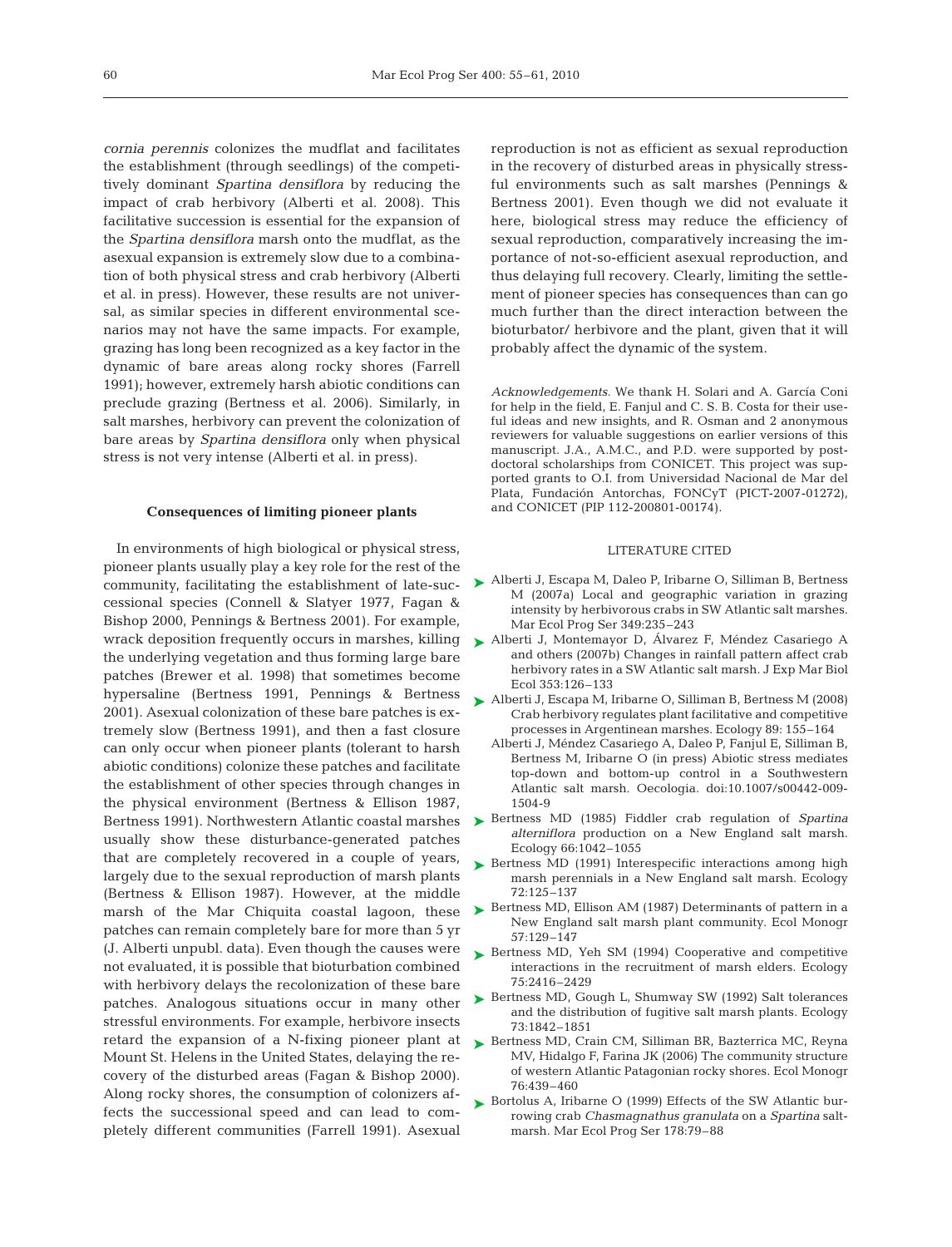*cornia perennis* colonizes the mudflat and facilitates the establishment (through seedlings) of the competitively dominant *Spartina densiflora* by reducing the impact of crab herbivory (Alberti et al. 2008). This facilitative succession is essential for the expansion of the *Spartina densiflora* marsh onto the mudflat, as the asexual expansion is extremely slow due to a combination of both physical stress and crab herbivory (Alberti et al. in press). However, these results are not universal, as similar species in different environmental scenarios may not have the same impacts. For example, grazing has long been recognized as a key factor in the dynamic of bare areas along rocky shores (Farrell 1991); however, extremely harsh abiotic conditions can preclude grazing (Bertness et al. 2006). Similarly, in salt marshes, herbivory can prevent the colonization of bare areas by *Spartina densiflora* only when physical stress is not very intense (Alberti et al. in press).

## Consequences of limiting pioneer plants

In environments of high biological or physical stress, pioneer plants usually play a key role for the rest of the community, facilitating the establishment of late-successional species (Connell & Slatyer 1977, Fagan & Bishop 2000, Pennings & Bertness 2001). For example, wrack deposition frequently occurs in marshes, killing the underlying vegetation and thus forming large bare patches (Brewer et al. 1998) that sometimes become hypersaline (Bertness 1991, Pennings & Bertness 2001). Asexual colonization of these bare patches is extremely slow (Bertness 1991), and then a fast closure can only occur when pioneer plants (tolerant to harsh abiotic conditions) colonize these patches and facilitate the establishment of other species through changes in the physical environment (Bertness & Ellison 1987, Bertness 1991). Northwestern Atlantic coastal marshes usually show these disturbance-generated patches that are completely recovered in a couple of years, largely due to the sexual reproduction of marsh plants (Bertness & Ellison 1987). However, at the middle marsh of the Mar Chiquita coastal lagoon, these patches can remain completely bare for more than 5 yr (J. Alberti unpubl. data). Even though the causes were not evaluated, it is possible that bioturbation combined with herbivory delays the recolonization of these bare patches. Analogous situations occur in many other stressful environments. For example, herbivore insects retard the expansion of a N-fixing pioneer plant at Mount St. Helens in the United States, delaying the recovery of the disturbed areas (Fagan & Bishop 2000). Along rocky shores, the consumption of colonizers affects the successional speed and can lead to completely different communities (Farrell 1991). Asexual reproduction is not as efficient as sexual reproduction in the recovery of disturbed areas in physically stressful environments such as salt marshes (Pennings & Bertness 2001). Even though we did not evaluate it here, biological stress may reduce the efficiency of sexual reproduction, comparatively increasing the importance of not-so-efficient asexual reproduction, and thus delaying full recovery. Clearly, limiting the settlement of pioneer species has consequences than can go much further than the direct interaction between the bioturbator/ herbivore and the plant, given that it will probably affect the dynamic of the system.

*Acknowledgements*. We thank H. Solari and A. García Coni for help in the field, E. Fanjul and C. S. B. Costa for their useful ideas and new insights, and R. Osman and 2 anonymous reviewers for valuable suggestions on earlier versions of this manuscript. J.A., A.M.C., and P.D. were supported by postdoctoral scholarships from CONICET. This project was supported grants to O.I. from Universidad Nacional de Mar del Plata, Fundación Antorchas, FONCyT (PICT-2007-01272), and CONICET (PIP 112-200801-00174).

## LITERATURE CITED

- Alberti J, Escapa M, Daleo P, Iribarne O, Silliman B, Bertness M (2007a) Local and geographic variation in grazing intensity by herbivorous crabs in SW Atlantic salt marshes. Mar Ecol Prog Ser 349:235–243
- Alberti J, Montemayor D, Álvarez F, Méndez Casariego A and others (2007b) Changes in rainfall pattern affect crab herbivory rates in a SW Atlantic salt marsh. J Exp Mar Biol Ecol 353:126–133
- Alberti J, Escapa M, Iribarne O, Silliman B, Bertness M (2008) Crab herbivory regulates plant facilitative and competitive processes in Argentinean marshes. Ecology 89: 155–164
- Alberti J, Méndez Casariego A, Daleo P, Fanjul E, Silliman B, Bertness M, Iribarne O (in press) Abiotic stress mediates top-down and bottom-up control in a Southwestern Atlantic salt marsh. Oecologia. doi:10.1007/s00442-009-1504-9
- Bertness MD (1985) Fiddler crab regulation of *Spartina alterniflora* production on a New England salt marsh. Ecology 66:1042–1055
- Bertness MD (1991) Interespecific interactions among high marsh perennials in a New England salt marsh. Ecology 72:125–137
- Bertness MD, Ellison AM (1987) Determinants of pattern in a New England salt marsh plant community. Ecol Monogr 57:129–147
- Bertness MD, Yeh SM (1994) Cooperative and competitive interactions in the recruitment of marsh elders. Ecology 75:2416–2429
- Bertness MD, Gough L, Shumway SW (1992) Salt tolerances and the distribution of fugitive salt marsh plants. Ecology 73:1842–1851
- Bertness MD, Crain CM, Silliman BR, Bazterrica MC, Reyna MV, Hidalgo F, Farina JK (2006) The community structure of western Atlantic Patagonian rocky shores. Ecol Monogr 76:439–460
- Bortolus A, Iribarne O (1999) Effects of the SW Atlantic burrowing crab *Chasmagnathus granulata* on a *Spartina* saltmarsh. Mar Ecol Prog Ser 178:79–88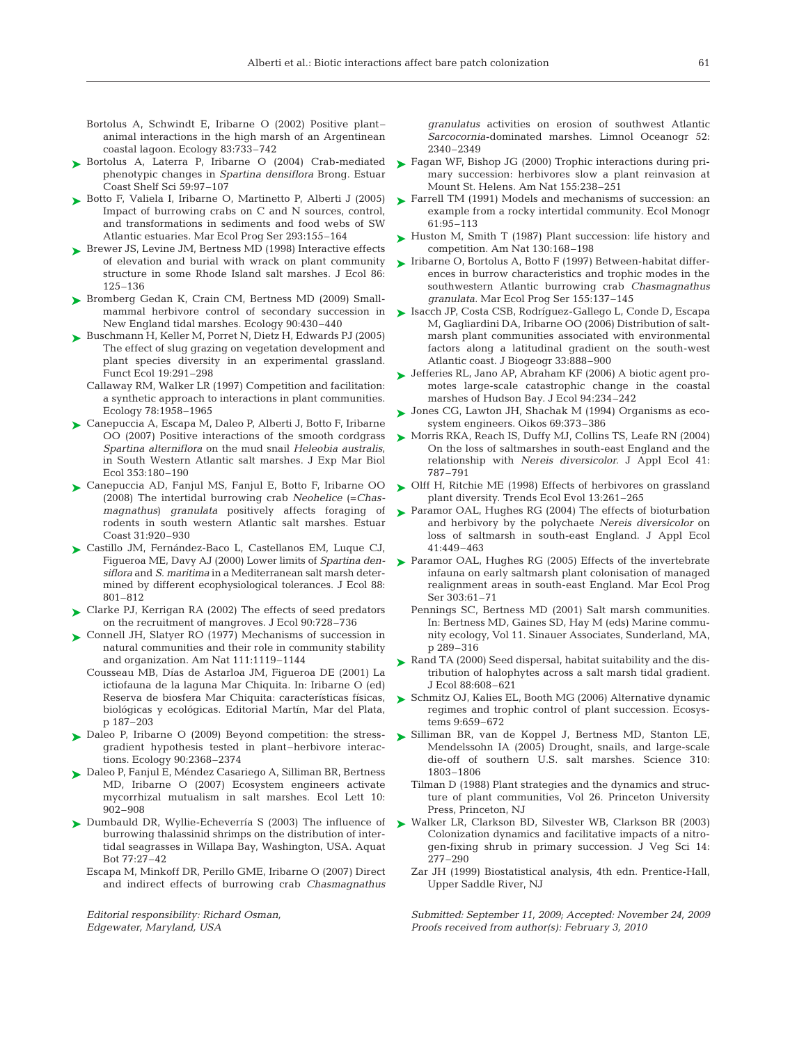Bortolus A, Schwindt E, Iribarne O (2002) Positive plant–animal interactions in the high marsh of an Argentinean coastal lagoon. Ecology 83:733–742

Bortolus A, Laterra P, Iribarne O (2004) Crab-mediated phenotypic changes in *Spartina densiflora* Brong. Estuar Coast Shelf Sci 59:97–107

Botto F, Valiela I, Iribarne O, Martinetto P, Alberti J (2005) Impact of burrowing crabs on C and N sources, control, and transformations in sediments and food webs of SW Atlantic estuaries. Mar Ecol Prog Ser 293:155–164

Brewer JS, Levine JM, Bertness MD (1998) Interactive effects of elevation and burial with wrack on plant community structure in some Rhode Island salt marshes. J Ecol 86: 125–136

Bromberg Gedan K, Crain CM, Bertness MD (2009) Small-mammal herbivore control of secondary succession in New England tidal marshes. Ecology 90:430–440

Buschmann H, Keller M, Porret N, Dietz H, Edwards PJ (2005) The effect of slug grazing on vegetation development and plant species diversity in an experimental grassland. Funct Ecol 19:291–298

Callaway RM, Walker LR (1997) Competition and facilitation: a synthetic approach to interactions in plant communities. Ecology 78:1958–1965

Canepuccia A, Escapa M, Daleo P, Alberti J, Botto F, Iribarne OO (2007) Positive interactions of the smooth cordgrass *Spartina alterniflora* on the mud snail *Heleobia australis*, in South Western Atlantic salt marshes. J Exp Mar Biol Ecol 353:180–190

Canepuccia AD, Fanjul MS, Fanjul E, Botto F, Iribarne OO (2008) The intertidal burrowing crab *Neohelice* (=*Chasmagnathus*) *granulata* positively affects foraging of rodents in south western Atlantic salt marshes. Estuar Coast 31:920–930

Castillo JM, Fernández-Baco L, Castellanos EM, Luque CJ, Figueroa ME, Davy AJ (2000) Lower limits of *Spartina densiflora* and *S. maritima* in a Mediterranean salt marsh determined by different ecophysiological tolerances. J Ecol 88: 801–812

Clarke PJ, Kerrigan RA (2002) The effects of seed predators on the recruitment of mangroves. J Ecol 90:728–736

Connell JH, Slatyer RO (1977) Mechanisms of succession in natural communities and their role in community stability and organization. Am Nat 111:1119–1144

Cousseau MB, Días de Astarloa JM, Figueroa DE (2001) La ictiofauna de la laguna Mar Chiquita. In: Iribarne O (ed) Reserva de biosfera Mar Chiquita: características físicas, biológicas y ecológicas. Editorial Martín, Mar del Plata, p 187–203

Daleo P, Iribarne O (2009) Beyond competition: the stress-gradient hypothesis tested in plant–herbivore interactions. Ecology 90:2368–2374

Daleo P, Fanjul E, Méndez Casariego A, Silliman BR, Bertness MD, Iribarne O (2007) Ecosystem engineers activate mycorrhizal mutualism in salt marshes. Ecol Lett 10: 902–908

Dumbauld DR, Wyllie-Echeverría S (2003) The influence of burrowing thalassinid shrimps on the distribution of intertidal seagrasses in Willapa Bay, Washington, USA. Aquat Bot 77:27–42

Escapa M, Minkoff DR, Perillo GME, Iribarne O (2007) Direct and indirect effects of burrowing crab *Chasmagnathus granulatus* activities on erosion of southwest Atlantic *Sarcocornia*-dominated marshes. Limnol Oceanogr 52: 2340–2349

Fagan WF, Bishop JG (2000) Trophic interactions during primary succession: herbivores slow a plant reinvasion at Mount St. Helens. Am Nat 155:238–251

Farrell TM (1991) Models and mechanisms of succession: an example from a rocky intertidal community. Ecol Monogr 61:95–113

Huston M, Smith T (1987) Plant succession: life history and competition. Am Nat 130:168–198

Iribarne O, Bortolus A, Botto F (1997) Between-habitat differences in burrow characteristics and trophic modes in the southwestern Atlantic burrowing crab *Chasmagnathus granulata*. Mar Ecol Prog Ser 155:137–145

Isacch JP, Costa CSB, Rodríguez-Gallego L, Conde D, Escapa M, Gagliardini DA, Iribarne OO (2006) Distribution of saltmarsh plant communities associated with environmental factors along a latitudinal gradient on the south-west Atlantic coast. J Biogeogr 33:888–900

Jefferies RL, Jano AP, Abraham KF (2006) A biotic agent promotes large-scale catastrophic change in the coastal marshes of Hudson Bay. J Ecol 94:234–242

Jones CG, Lawton JH, Shachak M (1994) Organisms as ecosystem engineers. Oikos 69:373–386

Morris RKA, Reach IS, Duffy MJ, Collins TS, Leafe RN (2004) On the loss of saltmarshes in south-east England and the relationship with *Nereis diversicolor*. J Appl Ecol 41: 787–791

Olff H, Ritchie ME (1998) Effects of herbivores on grassland plant diversity. Trends Ecol Evol 13:261–265

Paramor OAL, Hughes RG (2004) The effects of bioturbation and herbivory by the polychaete *Nereis diversicolor* on loss of saltmarsh in south-east England. J Appl Ecol 41:449–463

Paramor OAL, Hughes RG (2005) Effects of the invertebrate infauna on early saltmarsh plant colonisation of managed realignment areas in south-east England. Mar Ecol Prog Ser 303:61–71

Pennings SC, Bertness MD (2001) Salt marsh communities. In: Bertness MD, Gaines SD, Hay M (eds) Marine community ecology, Vol 11. Sinauer Associates, Sunderland, MA, p 289–316

Rand TA (2000) Seed dispersal, habitat suitability and the distribution of halophytes across a salt marsh tidal gradient. J Ecol 88:608–621

Schmitz OJ, Kalies EL, Booth MG (2006) Alternative dynamic regimes and trophic control of plant succession. Ecosystems 9:659–672

Silliman BR, van de Koppel J, Bertness MD, Stanton LE, Mendelssohn IA (2005) Drought, snails, and large-scale die-off of southern U.S. salt marshes. Science 310: 1803–1806

Tilman D (1988) Plant strategies and the dynamics and structure of plant communities, Vol 26. Princeton University Press, Princeton, NJ

Walker LR, Clarkson BD, Silvester WB, Clarkson BR (2003) Colonization dynamics and facilitative impacts of a nitrogen-fixing shrub in primary succession. J Veg Sci 14: 277–290

Zar JH (1999) Biostatistical analysis, 4th edn. Prentice-Hall, Upper Saddle River, NJ

*Editorial responsibility: Richard Osman, Edgewater, Maryland, USA*

*Submitted: September 11, 2009; Accepted: November 24, 2009*
*Proofs received from author(s): February 3, 2010*